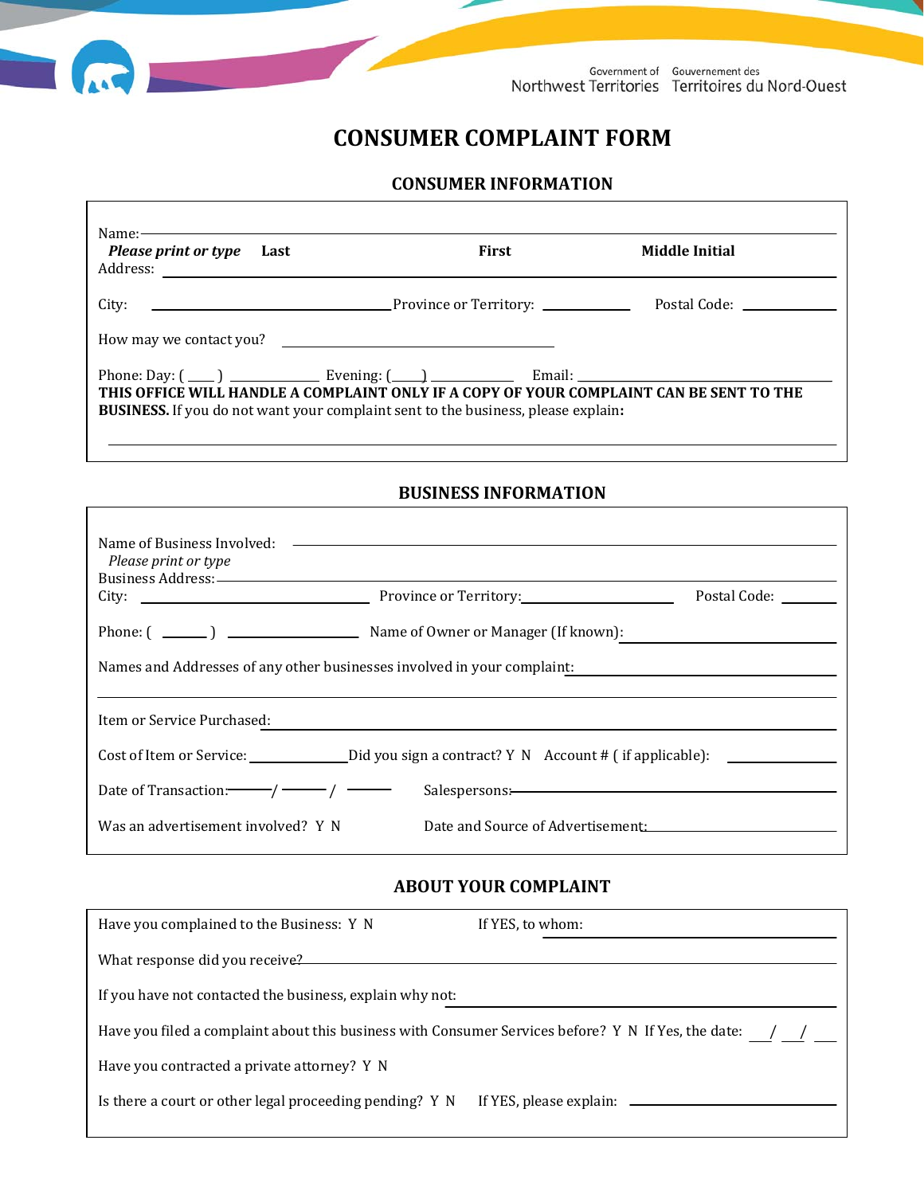Government of Northwest Territories | Gouvernement des Territoires du Nord-Ouest

# CONSUMER COMPLAINT FORM

## CONSUMER INFORMATION

Name: ______________________________________________

***Please print or type*** **Last** **First** **Middle Initial**

Address: ______________________________________________

City: ____________________ Province or Territory: __________ Postal Code: __________

How may we contact you? ______________________________

Phone: Day: ( ____ ) __________ Evening: ( ____ ) __________ Email: ____________________

**THIS OFFICE WILL HANDLE A COMPLAINT ONLY IF A COPY OF YOUR COMPLAINT CAN BE SENT TO THE BUSINESS.** If you do not want your complaint sent to the business, please explain**:**

______________________________________________

## BUSINESS INFORMATION

Name of Business Involved: ______________________________

*Please print or type*

Business Address: ______________________________

City: ____________________ Province or Territory: ____________________ Postal Code: __________

Phone: ( ______ ) ______________ Name of Owner or Manager (If known): ____________________

Names and Addresses of any other businesses involved in your complaint: ____________________

______________________________________________

Item or Service Purchased: ______________________________

Cost of Item or Service: __________ Did you sign a contract? Y N Account # ( if applicable): __________

Date of Transaction: ______ / ______ / ______ Salespersons: ____________________

Was an advertisement involved? Y N Date and Source of Advertisement: ____________________

## ABOUT YOUR COMPLAINT

Have you complained to the Business: Y N If YES, to whom: ____________________

What response did you receive? ______________________________

If you have not contacted the business, explain why not: ____________________

Have you filed a complaint about this business with Consumer Services before? Y N If Yes, the date: ___ / ___ / ___

Have you contracted a private attorney? Y N

Is there a court or other legal proceeding pending? Y N If YES, please explain: ____________________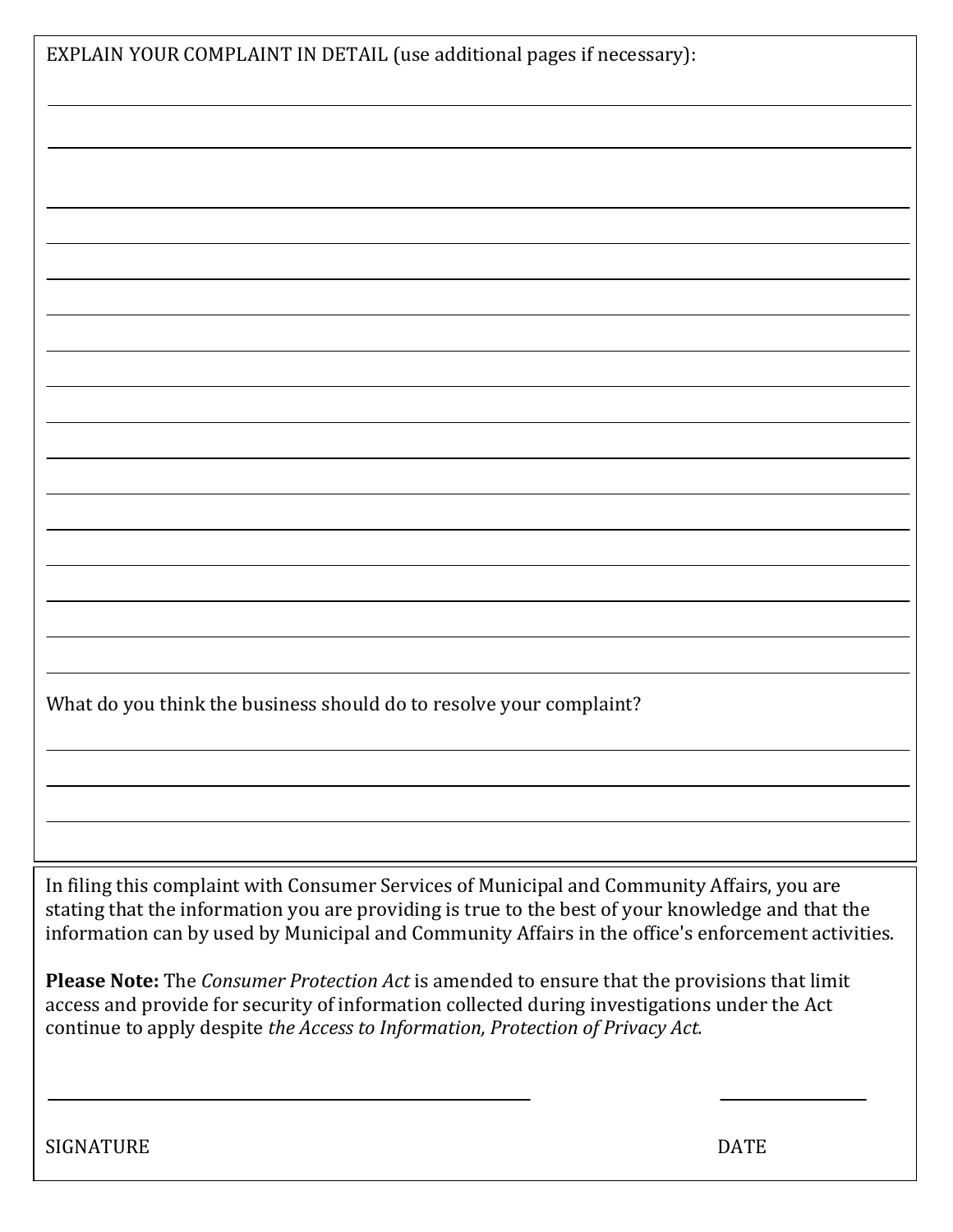EXPLAIN YOUR COMPLAINT IN DETAIL (use additional pages if necessary):

What do you think the business should do to resolve your complaint?

In filing this complaint with Consumer Services of Municipal and Community Affairs, you are stating that the information you are providing is true to the best of your knowledge and that the information can by used by Municipal and Community Affairs in the office's enforcement activities.

**Please Note:** The *Consumer Protection Act* is amended to ensure that the provisions that limit access and provide for security of information collected during investigations under the Act continue to apply despite *the Access to Information, Protection of Privacy Act.*

SIGNATURE

DATE